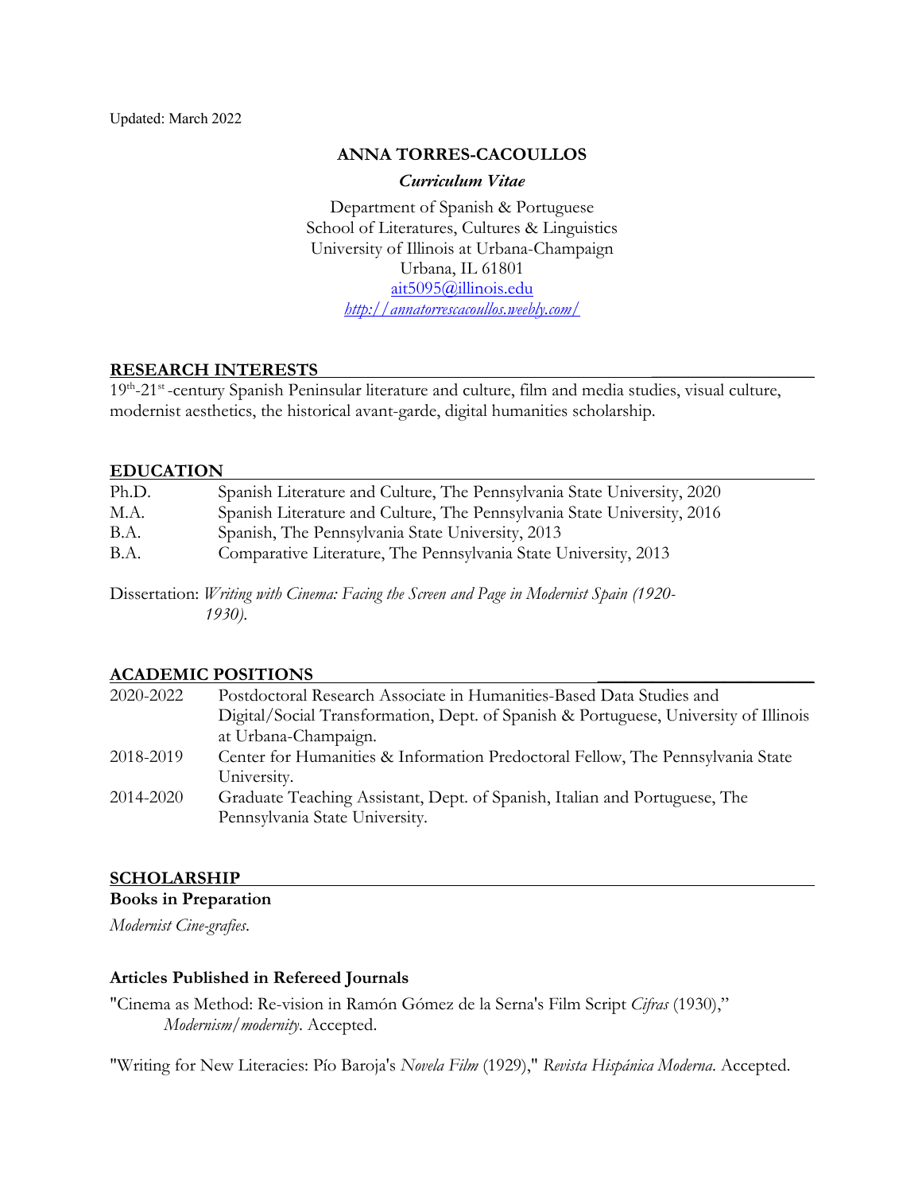Updated: March 2022

**ANNA TORRES-CACOULLOS**

***Curriculum Vitae***

Department of Spanish & Portuguese
School of Literatures, Cultures & Linguistics
University of Illinois at Urbana-Champaign
Urbana, IL 61801
ait5095@illinois.edu
*http://annatorrescacoullos.weebly.com/*

## RESEARCH INTERESTS

19th-21st-century Spanish Peninsular literature and culture, film and media studies, visual culture, modernist aesthetics, the historical avant-garde, digital humanities scholarship.

## EDUCATION

| | |
|---|---|
| Ph.D. | Spanish Literature and Culture, The Pennsylvania State University, 2020 |
| M.A. | Spanish Literature and Culture, The Pennsylvania State University, 2016 |
| B.A. | Spanish, The Pennsylvania State University, 2013 |
| B.A. | Comparative Literature, The Pennsylvania State University, 2013 |

Dissertation: *Writing with Cinema: Facing the Screen and Page in Modernist Spain (1920-1930).*

## ACADEMIC POSITIONS

| | |
|---|---|
| 2020-2022 | Postdoctoral Research Associate in Humanities-Based Data Studies and Digital/Social Transformation, Dept. of Spanish & Portuguese, University of Illinois at Urbana-Champaign. |
| 2018-2019 | Center for Humanities & Information Predoctoral Fellow, The Pennsylvania State University. |
| 2014-2020 | Graduate Teaching Assistant, Dept. of Spanish, Italian and Portuguese, The Pennsylvania State University. |

## SCHOLARSHIP

### Books in Preparation

*Modernist Cine-grafies*.

### Articles Published in Refereed Journals

"Cinema as Method: Re-vision in Ramón Gómez de la Serna's Film Script *Cifras* (1930)," *Modernism/modernity*. Accepted.

"Writing for New Literacies: Pío Baroja's *Novela Film* (1929)," *Revista Hispánica Moderna*. Accepted.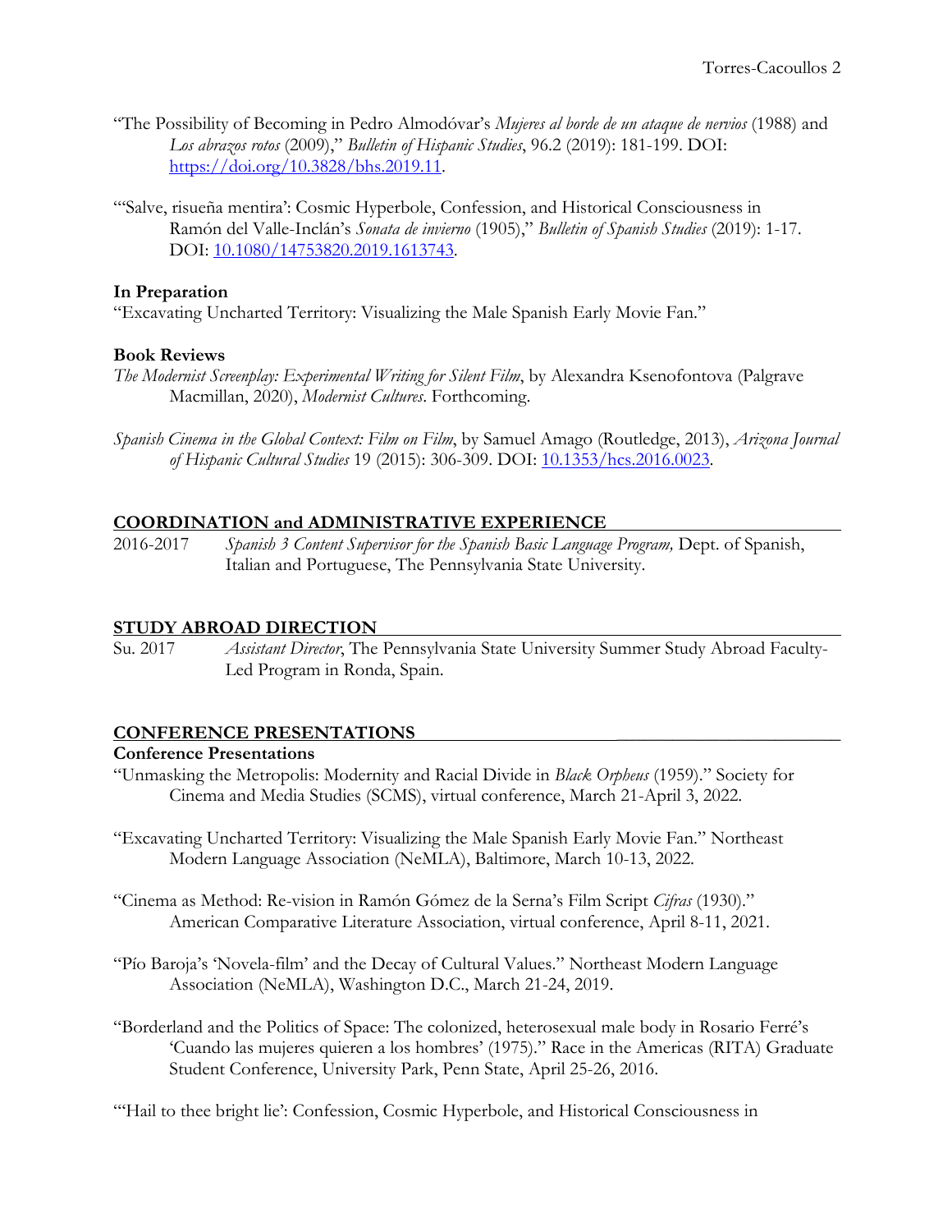"The Possibility of Becoming in Pedro Almodóvar's *Mujeres al borde de un ataque de nervios* (1988) and *Los abrazos rotos* (2009)," *Bulletin of Hispanic Studies*, 96.2 (2019): 181-199. DOI: [https://doi.org/10.3828/bhs.2019.11](https://doi.org/10.3828/bhs.2019.11).

"'Salve, risueña mentira': Cosmic Hyperbole, Confession, and Historical Consciousness in Ramón del Valle-Inclán's *Sonata de invierno* (1905)," *Bulletin of Spanish Studies* (2019): 1-17. DOI: [10.1080/14753820.2019.1613743](https://doi.org/10.1080/14753820.2019.1613743).

**In Preparation**

"Excavating Uncharted Territory: Visualizing the Male Spanish Early Movie Fan."

**Book Reviews**

*The Modernist Screenplay: Experimental Writing for Silent Film*, by Alexandra Ksenofontova (Palgrave Macmillan, 2020), *Modernist Cultures*. Forthcoming.

*Spanish Cinema in the Global Context: Film on Film*, by Samuel Amago (Routledge, 2013), *Arizona Journal of Hispanic Cultural Studies* 19 (2015): 306-309. DOI: [10.1353/hcs.2016.0023](https://doi.org/10.1353/hcs.2016.0023).

## COORDINATION and ADMINISTRATIVE EXPERIENCE

2016-2017 *Spanish 3 Content Supervisor for the Spanish Basic Language Program,* Dept. of Spanish, Italian and Portuguese, The Pennsylvania State University.

## STUDY ABROAD DIRECTION

Su. 2017 *Assistant Director*, The Pennsylvania State University Summer Study Abroad Faculty-Led Program in Ronda, Spain.

## CONFERENCE PRESENTATIONS

**Conference Presentations**

"Unmasking the Metropolis: Modernity and Racial Divide in *Black Orpheus* (1959)." Society for Cinema and Media Studies (SCMS), virtual conference, March 21-April 3, 2022.

"Excavating Uncharted Territory: Visualizing the Male Spanish Early Movie Fan." Northeast Modern Language Association (NeMLA), Baltimore, March 10-13, 2022.

"Cinema as Method: Re-vision in Ramón Gómez de la Serna's Film Script *Cifras* (1930)." American Comparative Literature Association, virtual conference, April 8-11, 2021.

"Pío Baroja's 'Novela-film' and the Decay of Cultural Values." Northeast Modern Language Association (NeMLA), Washington D.C., March 21-24, 2019.

"Borderland and the Politics of Space: The colonized, heterosexual male body in Rosario Ferré's 'Cuando las mujeres quieren a los hombres' (1975)." Race in the Americas (RITA) Graduate Student Conference, University Park, Penn State, April 25-26, 2016.

"'Hail to thee bright lie': Confession, Cosmic Hyperbole, and Historical Consciousness in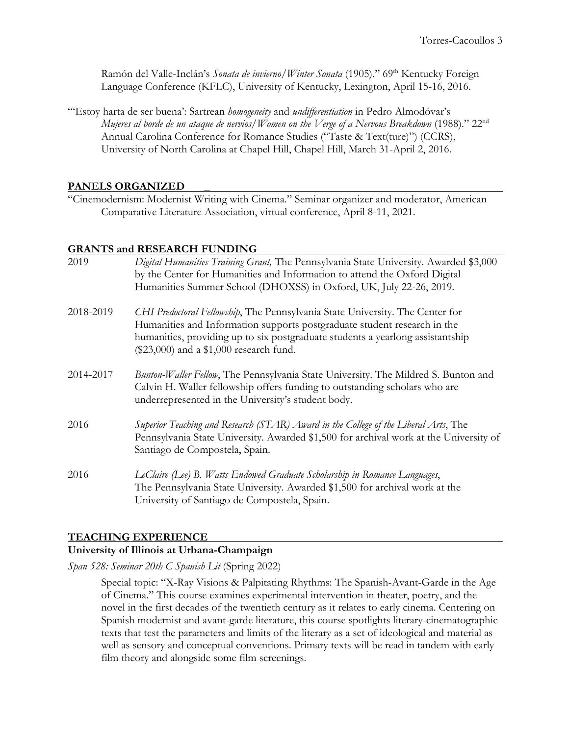Ramón del Valle-Inclán's *Sonata de invierno/Winter Sonata* (1905)." 69th Kentucky Foreign Language Conference (KFLC), University of Kentucky, Lexington, April 15-16, 2016.

"'Estoy harta de ser buena': Sartrean *homogeneity* and *undifferentiation* in Pedro Almodóvar's *Mujeres al borde de un ataque de nervios/Women on the Verge of a Nervous Breakdown* (1988)." 22nd Annual Carolina Conference for Romance Studies ("Taste & Text(ture)") (CCRS), University of North Carolina at Chapel Hill, Chapel Hill, March 31-April 2, 2016.

## PANELS ORGANIZED

"Cinemodernism: Modernist Writing with Cinema." Seminar organizer and moderator, American Comparative Literature Association, virtual conference, April 8-11, 2021.

## GRANTS and RESEARCH FUNDING

2019 — *Digital Humanities Training Grant,* The Pennsylvania State University. Awarded $3,000 by the Center for Humanities and Information to attend the Oxford Digital Humanities Summer School (DHOXSS) in Oxford, UK, July 22-26, 2019.

2018-2019 — *CHI Predoctoral Fellowship*, The Pennsylvania State University. The Center for Humanities and Information supports postgraduate student research in the humanities, providing up to six postgraduate students a yearlong assistantship ($23,000) and a $1,000 research fund.

2014-2017 — *Bunton-Waller Fellow*, The Pennsylvania State University. The Mildred S. Bunton and Calvin H. Waller fellowship offers funding to outstanding scholars who are underrepresented in the University's student body.

2016 — *Superior Teaching and Research (STAR) Award in the College of the Liberal Arts*, The Pennsylvania State University. Awarded $1,500 for archival work at the University of Santiago de Compostela, Spain.

2016 — *LeClaire (Lee) B. Watts Endowed Graduate Scholarship in Romance Languages*, The Pennsylvania State University. Awarded $1,500 for archival work at the University of Santiago de Compostela, Spain.

## TEACHING EXPERIENCE

**University of Illinois at Urbana-Champaign**

*Span 528: Seminar 20th C Spanish Lit* (Spring 2022)

Special topic: "X-Ray Visions & Palpitating Rhythms: The Spanish-Avant-Garde in the Age of Cinema." This course examines experimental intervention in theater, poetry, and the novel in the first decades of the twentieth century as it relates to early cinema. Centering on Spanish modernist and avant-garde literature, this course spotlights literary-cinematographic texts that test the parameters and limits of the literary as a set of ideological and material as well as sensory and conceptual conventions. Primary texts will be read in tandem with early film theory and alongside some film screenings.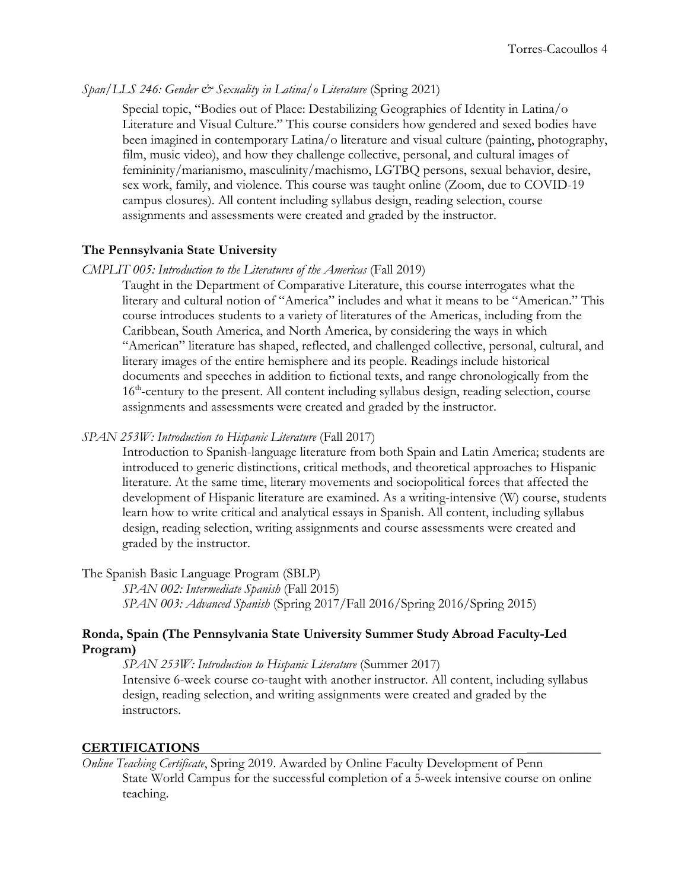*Span/LLS 246: Gender & Sexuality in Latina/o Literature* (Spring 2021)

Special topic, "Bodies out of Place: Destabilizing Geographies of Identity in Latina/o Literature and Visual Culture." This course considers how gendered and sexed bodies have been imagined in contemporary Latina/o literature and visual culture (painting, photography, film, music video), and how they challenge collective, personal, and cultural images of femininity/marianismo, masculinity/machismo, LGTBQ persons, sexual behavior, desire, sex work, family, and violence. This course was taught online (Zoom, due to COVID-19 campus closures). All content including syllabus design, reading selection, course assignments and assessments were created and graded by the instructor.

**The Pennsylvania State University**

*CMPLIT 005: Introduction to the Literatures of the Americas* (Fall 2019)

Taught in the Department of Comparative Literature, this course interrogates what the literary and cultural notion of "America" includes and what it means to be "American." This course introduces students to a variety of literatures of the Americas, including from the Caribbean, South America, and North America, by considering the ways in which "American" literature has shaped, reflected, and challenged collective, personal, cultural, and literary images of the entire hemisphere and its people. Readings include historical documents and speeches in addition to fictional texts, and range chronologically from the 16th-century to the present. All content including syllabus design, reading selection, course assignments and assessments were created and graded by the instructor.

*SPAN 253W: Introduction to Hispanic Literature* (Fall 2017)

Introduction to Spanish-language literature from both Spain and Latin America; students are introduced to generic distinctions, critical methods, and theoretical approaches to Hispanic literature. At the same time, literary movements and sociopolitical forces that affected the development of Hispanic literature are examined. As a writing-intensive (W) course, students learn how to write critical and analytical essays in Spanish. All content, including syllabus design, reading selection, writing assignments and course assessments were created and graded by the instructor.

The Spanish Basic Language Program (SBLP)

*SPAN 002: Intermediate Spanish* (Fall 2015)
*SPAN 003: Advanced Spanish* (Spring 2017/Fall 2016/Spring 2016/Spring 2015)

**Ronda, Spain (The Pennsylvania State University Summer Study Abroad Faculty-Led Program)**

*SPAN 253W: Introduction to Hispanic Literature* (Summer 2017)
Intensive 6-week course co-taught with another instructor. All content, including syllabus design, reading selection, and writing assignments were created and graded by the instructors.

## CERTIFICATIONS

*Online Teaching Certificate*, Spring 2019. Awarded by Online Faculty Development of Penn State World Campus for the successful completion of a 5-week intensive course on online teaching.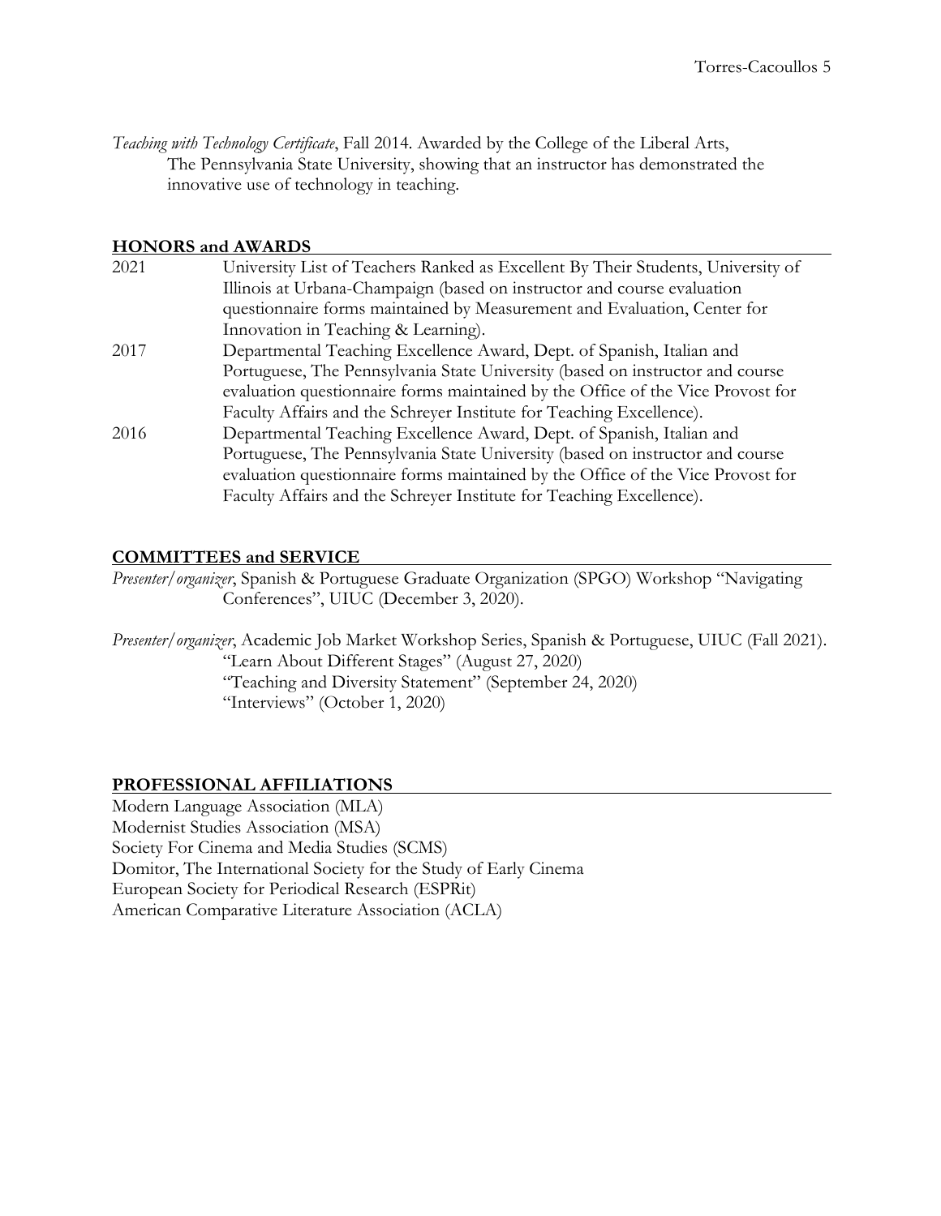*Teaching with Technology Certificate*, Fall 2014. Awarded by the College of the Liberal Arts, The Pennsylvania State University, showing that an instructor has demonstrated the innovative use of technology in teaching.

## HONORS and AWARDS

| | |
|---|---|
| 2021 | University List of Teachers Ranked as Excellent By Their Students, University of Illinois at Urbana-Champaign (based on instructor and course evaluation questionnaire forms maintained by Measurement and Evaluation, Center for Innovation in Teaching & Learning). |
| 2017 | Departmental Teaching Excellence Award, Dept. of Spanish, Italian and Portuguese, The Pennsylvania State University (based on instructor and course evaluation questionnaire forms maintained by the Office of the Vice Provost for Faculty Affairs and the Schreyer Institute for Teaching Excellence). |
| 2016 | Departmental Teaching Excellence Award, Dept. of Spanish, Italian and Portuguese, The Pennsylvania State University (based on instructor and course evaluation questionnaire forms maintained by the Office of the Vice Provost for Faculty Affairs and the Schreyer Institute for Teaching Excellence). |

## COMMITTEES and SERVICE

*Presenter/organizer*, Spanish & Portuguese Graduate Organization (SPGO) Workshop "Navigating Conferences", UIUC (December 3, 2020).

*Presenter/organizer*, Academic Job Market Workshop Series, Spanish & Portuguese, UIUC (Fall 2021).
"Learn About Different Stages" (August 27, 2020)
"Teaching and Diversity Statement" (September 24, 2020)
"Interviews" (October 1, 2020)

## PROFESSIONAL AFFILIATIONS

Modern Language Association (MLA)
Modernist Studies Association (MSA)
Society For Cinema and Media Studies (SCMS)
Domitor, The International Society for the Study of Early Cinema
European Society for Periodical Research (ESPRit)
American Comparative Literature Association (ACLA)